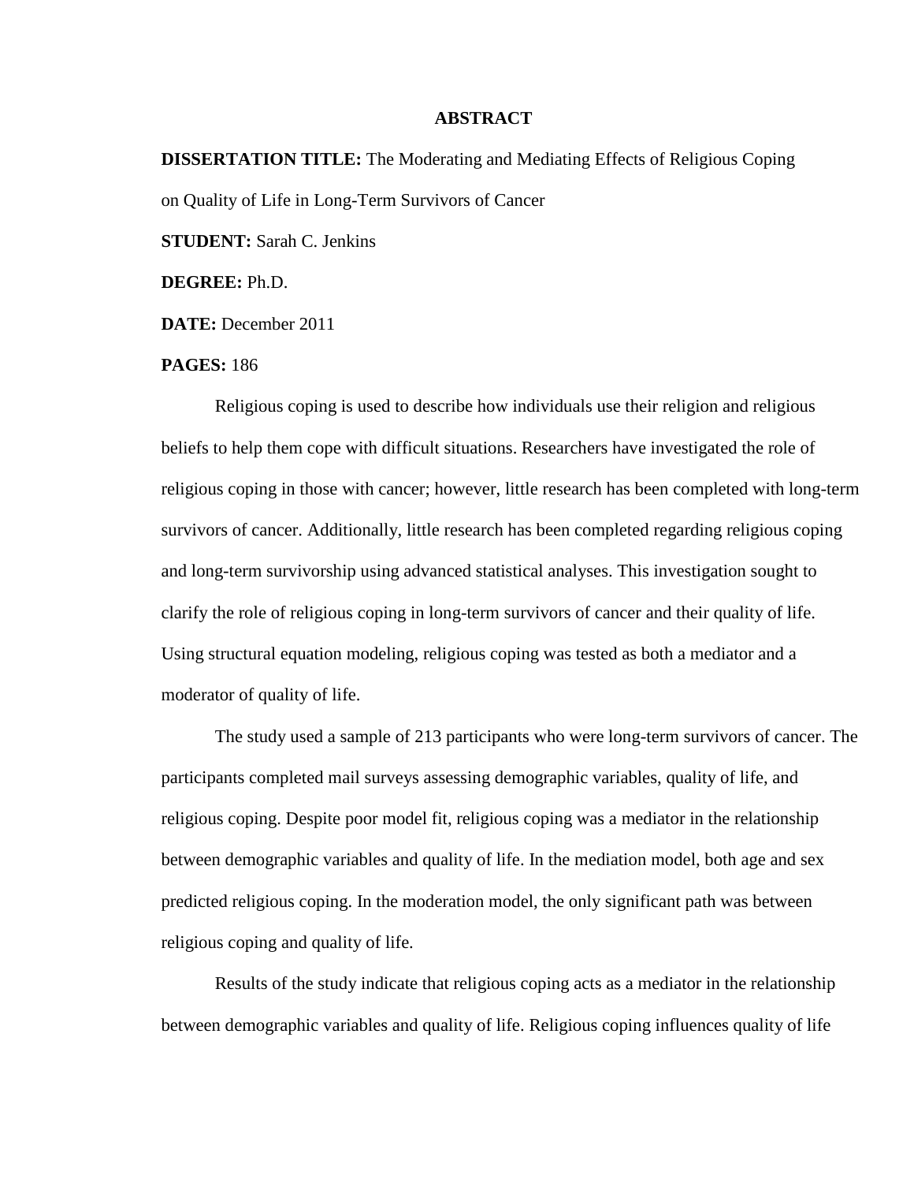# ABSTRACT

**DISSERTATION TITLE:** The Moderating and Mediating Effects of Religious Coping on Quality of Life in Long-Term Survivors of Cancer

**STUDENT:** Sarah C. Jenkins

**DEGREE:** Ph.D.

**DATE:** December 2011

**PAGES:** 186

Religious coping is used to describe how individuals use their religion and religious beliefs to help them cope with difficult situations. Researchers have investigated the role of religious coping in those with cancer; however, little research has been completed with long-term survivors of cancer. Additionally, little research has been completed regarding religious coping and long-term survivorship using advanced statistical analyses. This investigation sought to clarify the role of religious coping in long-term survivors of cancer and their quality of life. Using structural equation modeling, religious coping was tested as both a mediator and a moderator of quality of life.

The study used a sample of 213 participants who were long-term survivors of cancer. The participants completed mail surveys assessing demographic variables, quality of life, and religious coping. Despite poor model fit, religious coping was a mediator in the relationship between demographic variables and quality of life. In the mediation model, both age and sex predicted religious coping. In the moderation model, the only significant path was between religious coping and quality of life.

Results of the study indicate that religious coping acts as a mediator in the relationship between demographic variables and quality of life. Religious coping influences quality of life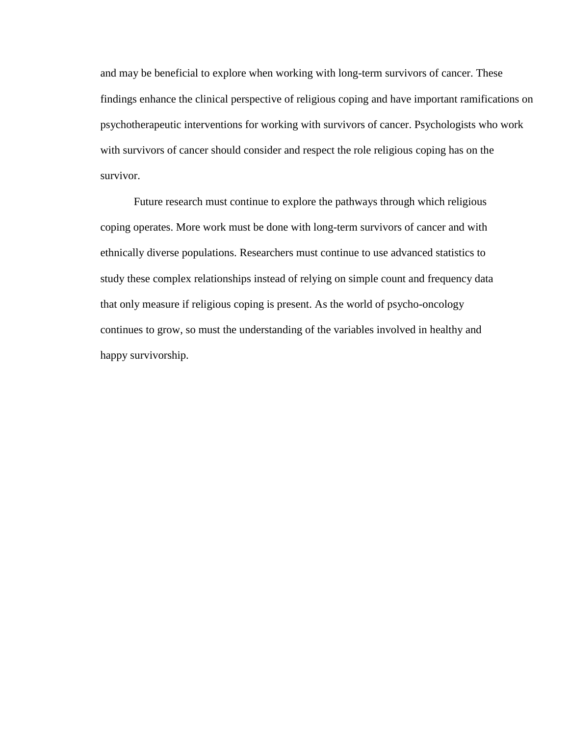and may be beneficial to explore when working with long-term survivors of cancer. These findings enhance the clinical perspective of religious coping and have important ramifications on psychotherapeutic interventions for working with survivors of cancer. Psychologists who work with survivors of cancer should consider and respect the role religious coping has on the survivor.

Future research must continue to explore the pathways through which religious coping operates. More work must be done with long-term survivors of cancer and with ethnically diverse populations. Researchers must continue to use advanced statistics to study these complex relationships instead of relying on simple count and frequency data that only measure if religious coping is present. As the world of psycho-oncology continues to grow, so must the understanding of the variables involved in healthy and happy survivorship.